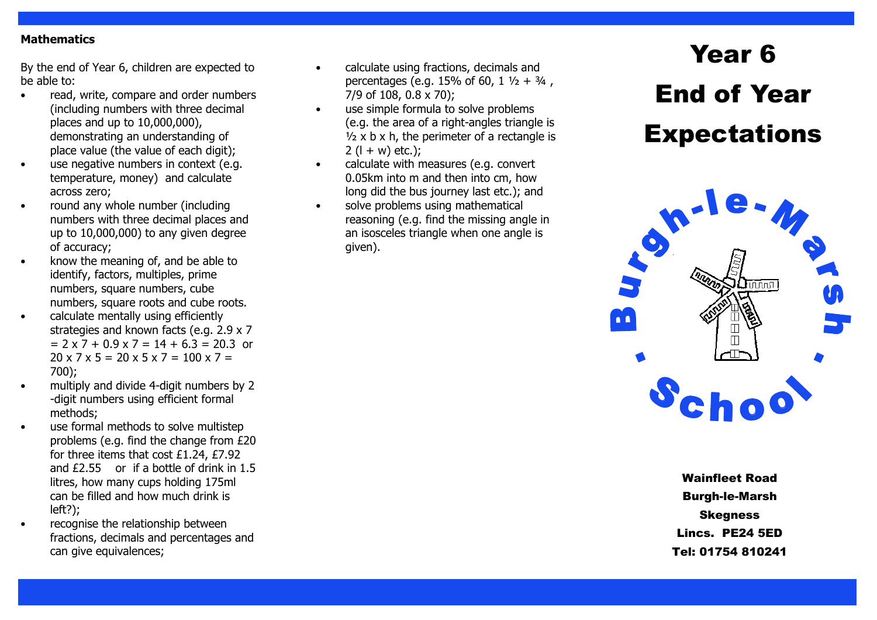## Mathematics

By the end of Year 6, children are expected to be able to:

- read, write, compare and order numbers (including numbers with three decimal places and up to 10,000,000), demonstrating an understanding of place value (the value of each digit);
- use negative numbers in context (e.g. temperature, money) and calculate across zero;
- round any whole number (including numbers with three decimal places and up to 10,000,000) to any given degree of accuracy;
- know the meaning of, and be able to identify, factors, multiples, prime numbers, square numbers, cube numbers, square roots and cube roots.
- calculate mentally using efficiently strategies and known facts (e.g. $2.9 \times 7 = 2 \times 7 + 0.9 \times 7 = 14 + 6.3 = 20.3$ or $20 \times 7 \times 5 = 20 \times 5 \times 7 = 100 \times 7 = 700$);
- multiply and divide 4-digit numbers by 2-digit numbers using efficient formal methods;
- use formal methods to solve multistep problems (e.g. find the change from £20 for three items that cost £1.24, £7.92 and £2.55 or if a bottle of drink in 1.5 litres, how many cups holding 175ml can be filled and how much drink is left?);
- recognise the relationship between fractions, decimals and percentages and can give equivalences;
- calculate using fractions, decimals and percentages (e.g. 15% of 60, $1\frac{1}{2} + \frac{3}{4}$, 7/9 of 108, $0.8 \times 70$);
- use simple formula to solve problems (e.g. the area of a right-angles triangle is $\frac{1}{2} \times b \times h$, the perimeter of a rectangle is $2(l + w)$ etc.);
- calculate with measures (e.g. convert 0.05km into m and then into cm, how long did the bus journey last etc.); and
- solve problems using mathematical reasoning (e.g. find the missing angle in an isosceles triangle when one angle is given).

# Year 6 End of Year Expectations

Burgh-le-Marsh School

**Wainfleet Road**
**Burgh-le-Marsh**
**Skegness**
**Lincs. PE24 5ED**
**Tel: 01754 810241**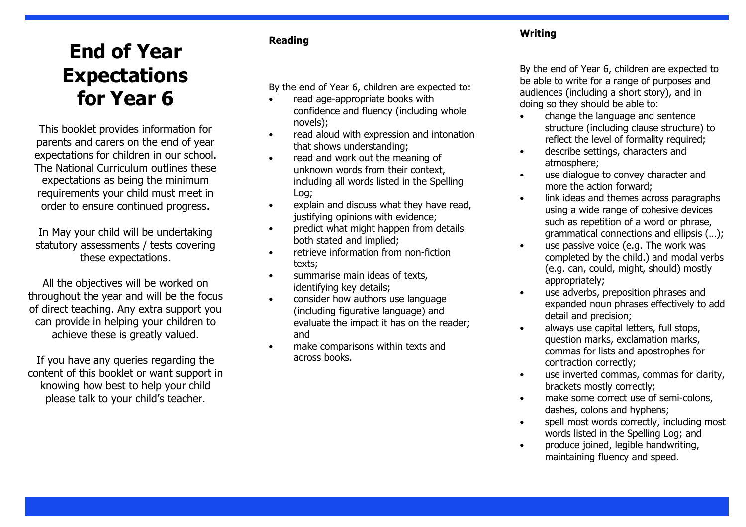# End of Year Expectations for Year 6

This booklet provides information for parents and carers on the end of year expectations for children in our school. The National Curriculum outlines these expectations as being the minimum requirements your child must meet in order to ensure continued progress.

In May your child will be undertaking statutory assessments / tests covering these expectations.

All the objectives will be worked on throughout the year and will be the focus of direct teaching. Any extra support you can provide in helping your children to achieve these is greatly valued.

If you have any queries regarding the content of this booklet or want support in knowing how best to help your child please talk to your child's teacher.

**Reading**

By the end of Year 6, children are expected to:

- read age-appropriate books with confidence and fluency (including whole novels);
- read aloud with expression and intonation that shows understanding;
- read and work out the meaning of unknown words from their context, including all words listed in the Spelling Log;
- explain and discuss what they have read, justifying opinions with evidence;
- predict what might happen from details both stated and implied;
- retrieve information from non-fiction texts;
- summarise main ideas of texts, identifying key details;
- consider how authors use language (including figurative language) and evaluate the impact it has on the reader; and
- make comparisons within texts and across books.

**Writing**

By the end of Year 6, children are expected to be able to write for a range of purposes and audiences (including a short story), and in doing so they should be able to:

- change the language and sentence structure (including clause structure) to reflect the level of formality required;
- describe settings, characters and atmosphere;
- use dialogue to convey character and more the action forward;
- link ideas and themes across paragraphs using a wide range of cohesive devices such as repetition of a word or phrase, grammatical connections and ellipsis (…);
- use passive voice (e.g. The work was completed by the child.) and modal verbs (e.g. can, could, might, should) mostly appropriately;
- use adverbs, preposition phrases and expanded noun phrases effectively to add detail and precision;
- always use capital letters, full stops, question marks, exclamation marks, commas for lists and apostrophes for contraction correctly;
- use inverted commas, commas for clarity, brackets mostly correctly;
- make some correct use of semi-colons, dashes, colons and hyphens;
- spell most words correctly, including most words listed in the Spelling Log; and
- produce joined, legible handwriting, maintaining fluency and speed.